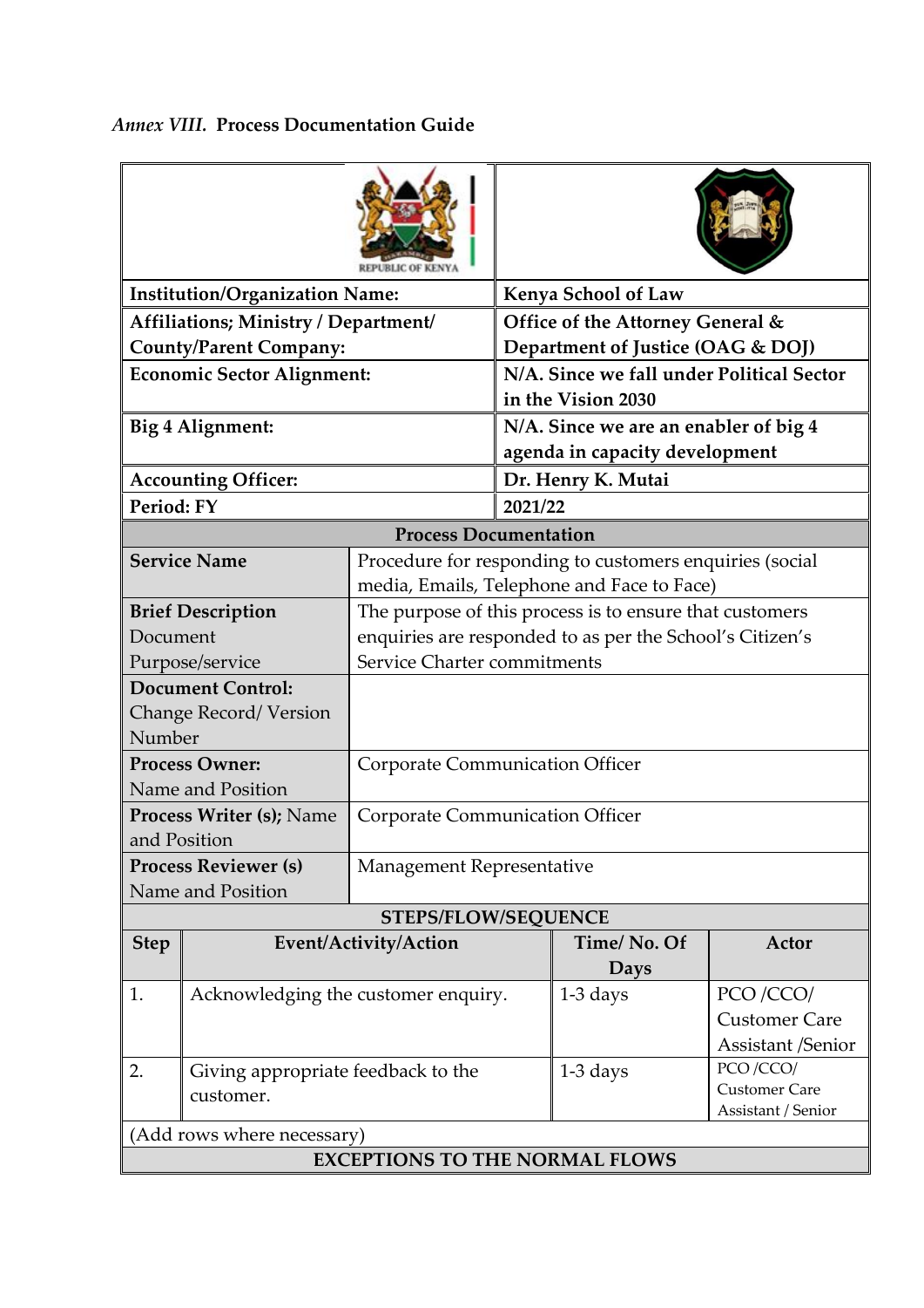*Annex VIII.* **Process Documentation Guide**

| | |
|---|---|
| **Institution/Organization Name:** | **Kenya School of Law** |
| **Affiliations; Ministry / Department/ County/Parent Company:** | **Office of the Attorney General & Department of Justice (OAG & DOJ)** |
| **Economic Sector Alignment:** | **N/A. Since we fall under Political Sector in the Vision 2030** |
| **Big 4 Alignment:** | **N/A. Since we are an enabler of big 4 agenda in capacity development** |
| **Accounting Officer:** | **Dr. Henry K. Mutai** |
| **Period: FY** | **2021/22** |

**Process Documentation**

| | |
|---|---|
| **Service Name** | Procedure for responding to customers enquiries (social media, Emails, Telephone and Face to Face) |
| **Brief Description** Document Purpose/service | The purpose of this process is to ensure that customers enquiries are responded to as per the School's Citizen's Service Charter commitments |
| **Document Control:** Change Record/ Version Number | |
| **Process Owner:** Name and Position | Corporate Communication Officer |
| **Process Writer (s);** Name and Position | Corporate Communication Officer |
| **Process Reviewer (s)** Name and Position | Management Representative |

**STEPS/FLOW/SEQUENCE**

| Step | Event/Activity/Action | Time/ No. Of Days | Actor |
|---|---|---|---|
| 1. | Acknowledging the customer enquiry. | 1-3 days | PCO /CCO/ Customer Care Assistant /Senior |
| 2. | Giving appropriate feedback to the customer. | 1-3 days | PCO /CCO/ Customer Care Assistant / Senior |
| (Add rows where necessary) | | | |

**EXCEPTIONS TO THE NORMAL FLOWS**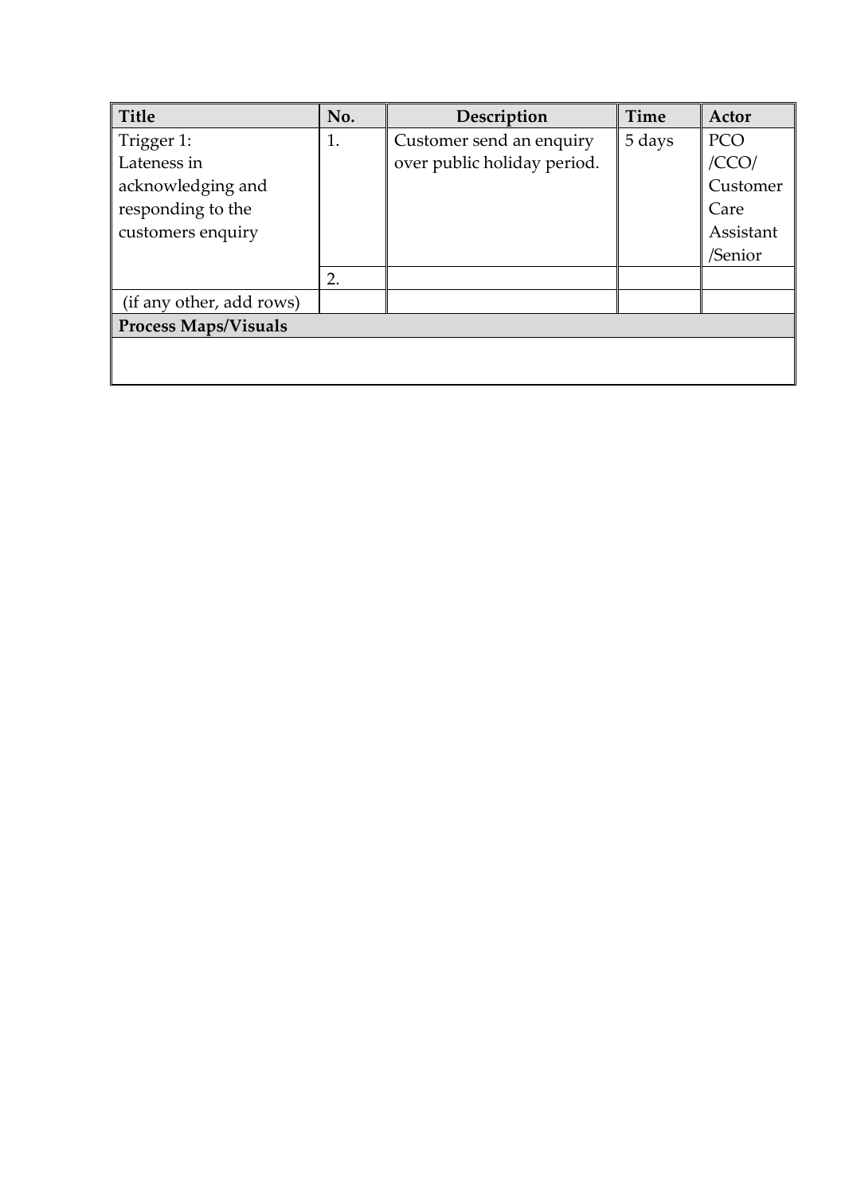| Title | No. | Description | Time | Actor |
|---|---|---|---|---|
| Trigger 1: Lateness in acknowledging and responding to the customers enquiry | 1. | Customer send an enquiry over public holiday period. | 5 days | PCO /CCO/ Customer Care Assistant /Senior |
| | 2. | | | |
| (if any other, add rows) | | | | |
| **Process Maps/Visuals** | | | | |
| | | | | |